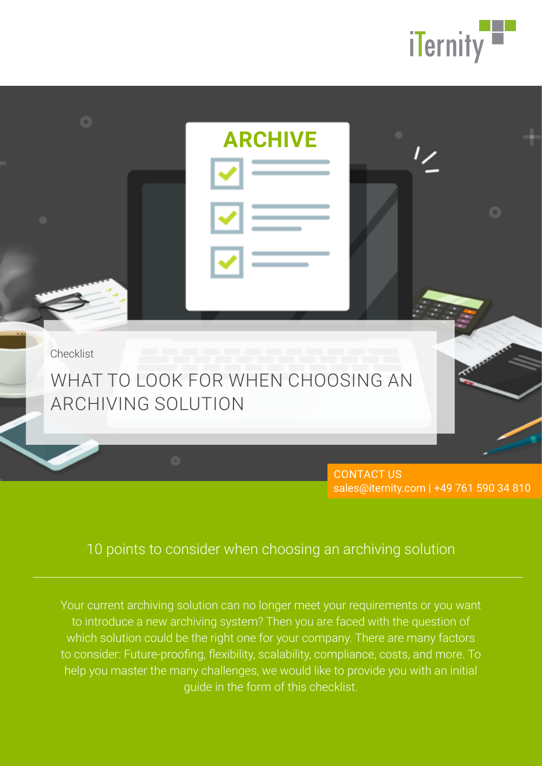iTernity

ARCHIVE

Checklist

# WHAT TO LOOK FOR WHEN CHOOSING AN ARCHIVING SOLUTION

CONTACT US
sales@iternity.com | +49 761 590 34 810

## 10 points to consider when choosing an archiving solution

Your current archiving solution can no longer meet your requirements or you want to introduce a new archiving system? Then you are faced with the question of which solution could be the right one for your company. There are many factors to consider: Future-proofing, flexibility, scalability, compliance, costs, and more. To help you master the many challenges, we would like to provide you with an initial guide in the form of this checklist.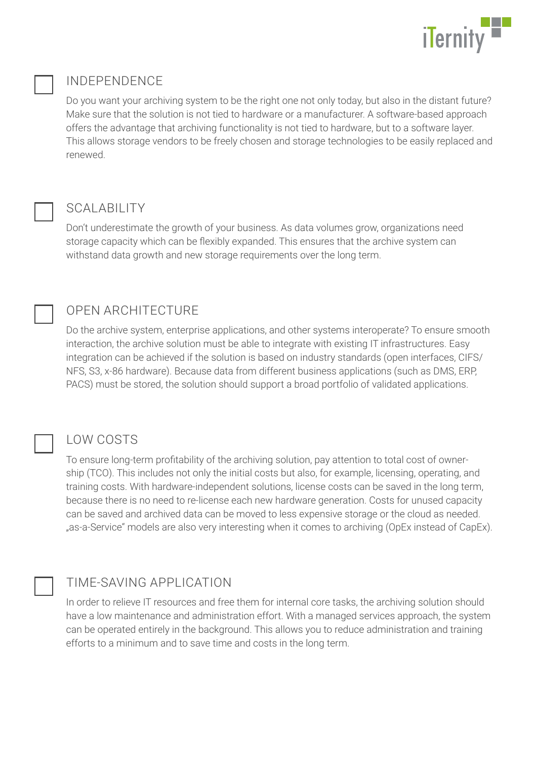## ☐ INDEPENDENCE

Do you want your archiving system to be the right one not only today, but also in the distant future? Make sure that the solution is not tied to hardware or a manufacturer. A software-based approach offers the advantage that archiving functionality is not tied to hardware, but to a software layer. This allows storage vendors to be freely chosen and storage technologies to be easily replaced and renewed.

## ☐ SCALABILITY

Don't underestimate the growth of your business. As data volumes grow, organizations need storage capacity which can be flexibly expanded. This ensures that the archive system can withstand data growth and new storage requirements over the long term.

## ☐ OPEN ARCHITECTURE

Do the archive system, enterprise applications, and other systems interoperate? To ensure smooth interaction, the archive solution must be able to integrate with existing IT infrastructures. Easy integration can be achieved if the solution is based on industry standards (open interfaces, CIFS/NFS, S3, x-86 hardware). Because data from different business applications (such as DMS, ERP, PACS) must be stored, the solution should support a broad portfolio of validated applications.

## ☐ LOW COSTS

To ensure long-term profitability of the archiving solution, pay attention to total cost of ownership (TCO). This includes not only the initial costs but also, for example, licensing, operating, and training costs. With hardware-independent solutions, license costs can be saved in the long term, because there is no need to re-license each new hardware generation. Costs for unused capacity can be saved and archived data can be moved to less expensive storage or the cloud as needed. „as-a-Service" models are also very interesting when it comes to archiving (OpEx instead of CapEx).

## ☐ TIME-SAVING APPLICATION

In order to relieve IT resources and free them for internal core tasks, the archiving solution should have a low maintenance and administration effort. With a managed services approach, the system can be operated entirely in the background. This allows you to reduce administration and training efforts to a minimum and to save time and costs in the long term.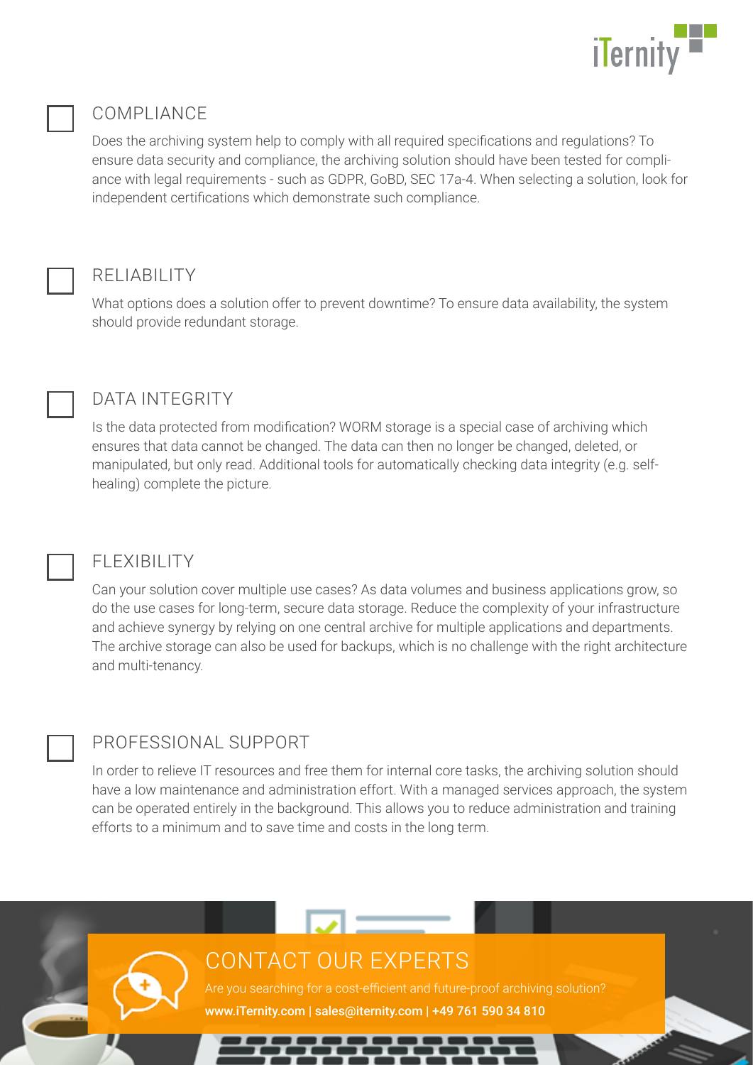## COMPLIANCE

Does the archiving system help to comply with all required specifications and regulations? To ensure data security and compliance, the archiving solution should have been tested for compliance with legal requirements - such as GDPR, GoBD, SEC 17a-4. When selecting a solution, look for independent certifications which demonstrate such compliance.

## RELIABILITY

What options does a solution offer to prevent downtime? To ensure data availability, the system should provide redundant storage.

## DATA INTEGRITY

Is the data protected from modification? WORM storage is a special case of archiving which ensures that data cannot be changed. The data can then no longer be changed, deleted, or manipulated, but only read. Additional tools for automatically checking data integrity (e.g. self-healing) complete the picture.

## FLEXIBILITY

Can your solution cover multiple use cases? As data volumes and business applications grow, so do the use cases for long-term, secure data storage. Reduce the complexity of your infrastructure and achieve synergy by relying on one central archive for multiple applications and departments. The archive storage can also be used for backups, which is no challenge with the right architecture and multi-tenancy.

## PROFESSIONAL SUPPORT

In order to relieve IT resources and free them for internal core tasks, the archiving solution should have a low maintenance and administration effort. With a managed services approach, the system can be operated entirely in the background. This allows you to reduce administration and training efforts to a minimum and to save time and costs in the long term.

## CONTACT OUR EXPERTS

Are you searching for a cost-efficient and future-proof archiving solution?

**www.iTernity.com | sales@iternity.com | +49 761 590 34 810**